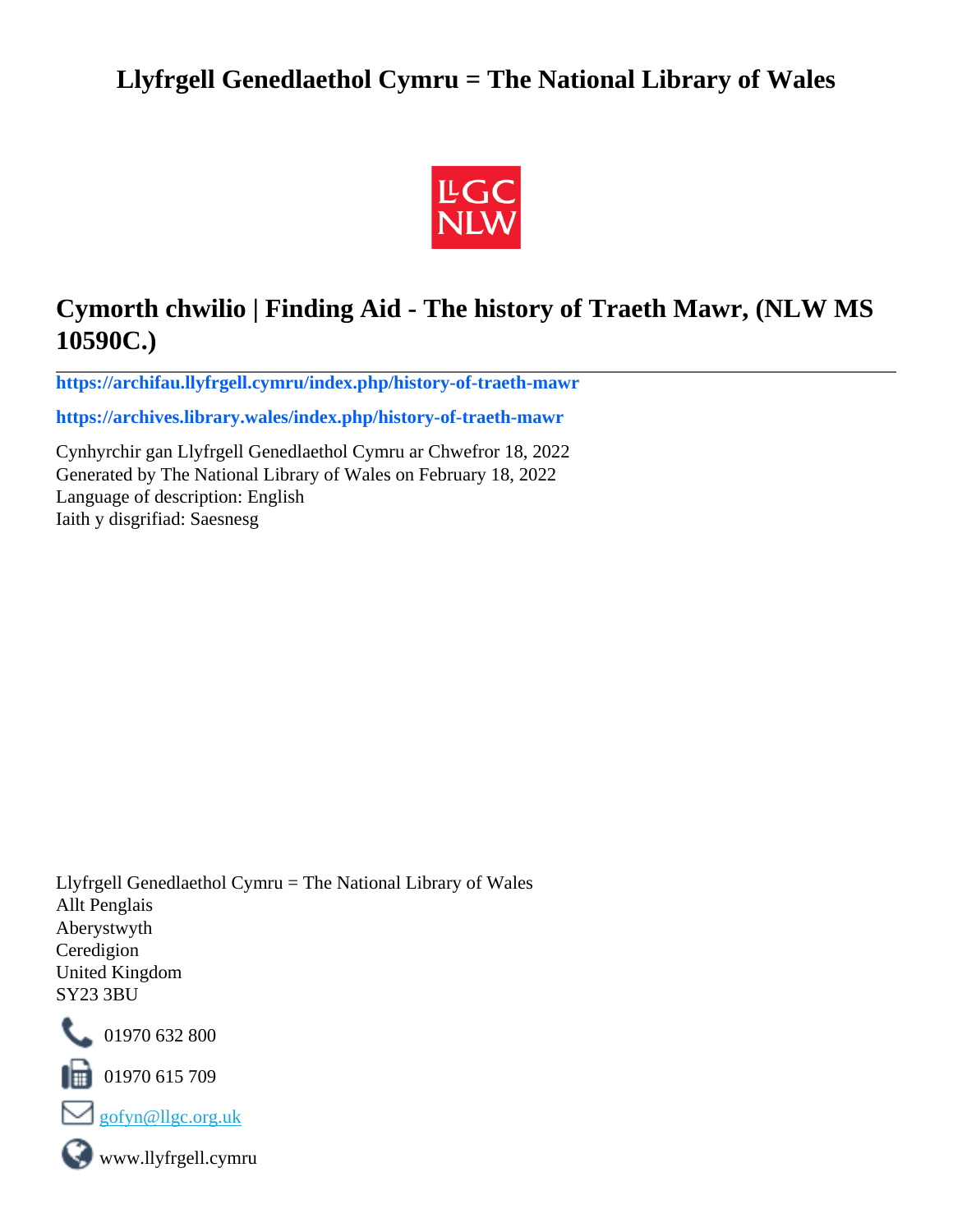# Llyfrgell Genedlaethol Cymru = The National Library of Wales

## Cymorth chwilio | Finding Aid - The history of Traeth Mawr, (NLW MS 10590C.)

**https://archifau.llyfrgell.cymru/index.php/history-of-traeth-mawr**

**https://archives.library.wales/index.php/history-of-traeth-mawr**

Cynhyrchir gan Llyfrgell Genedlaethol Cymru ar Chwefror 18, 2022
Generated by The National Library of Wales on February 18, 2022
Language of description: English
Iaith y disgrifiad: Saesnesg

Llyfrgell Genedlaethol Cymru = The National Library of Wales
Allt Penglais
Aberystwyth
Ceredigion
United Kingdom
SY23 3BU

01970 632 800

01970 615 709

gofyn@llgc.org.uk

www.llyfrgell.cymru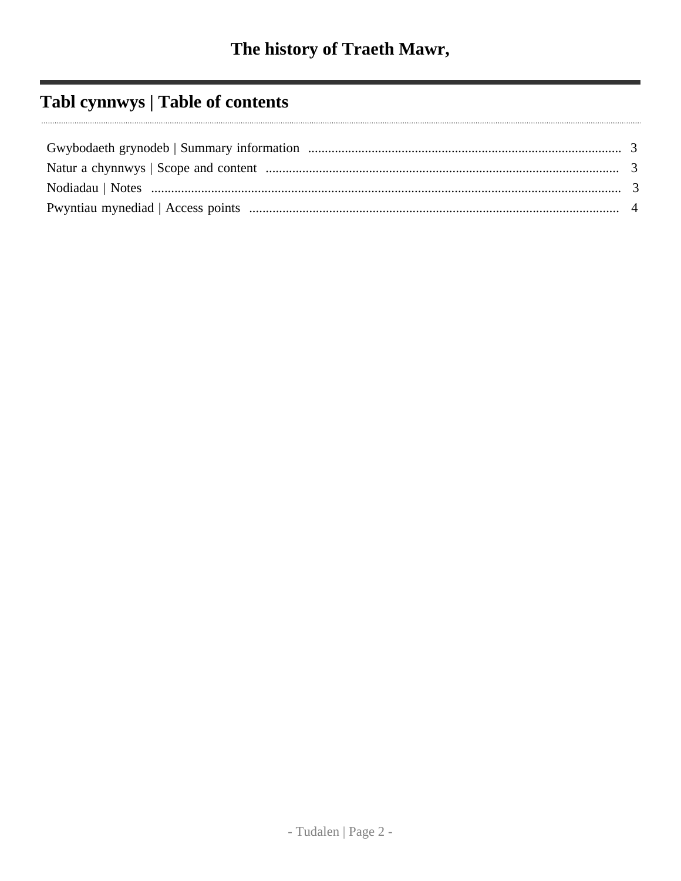# The history of Traeth Mawr,

## Tabl cynnwys | Table of contents

Gwybodaeth grynodeb | Summary information .......... 3
Natur a chynnwys | Scope and content .......... 3
Nodiadau | Notes .......... 3
Pwyntiau mynediad | Access points .......... 4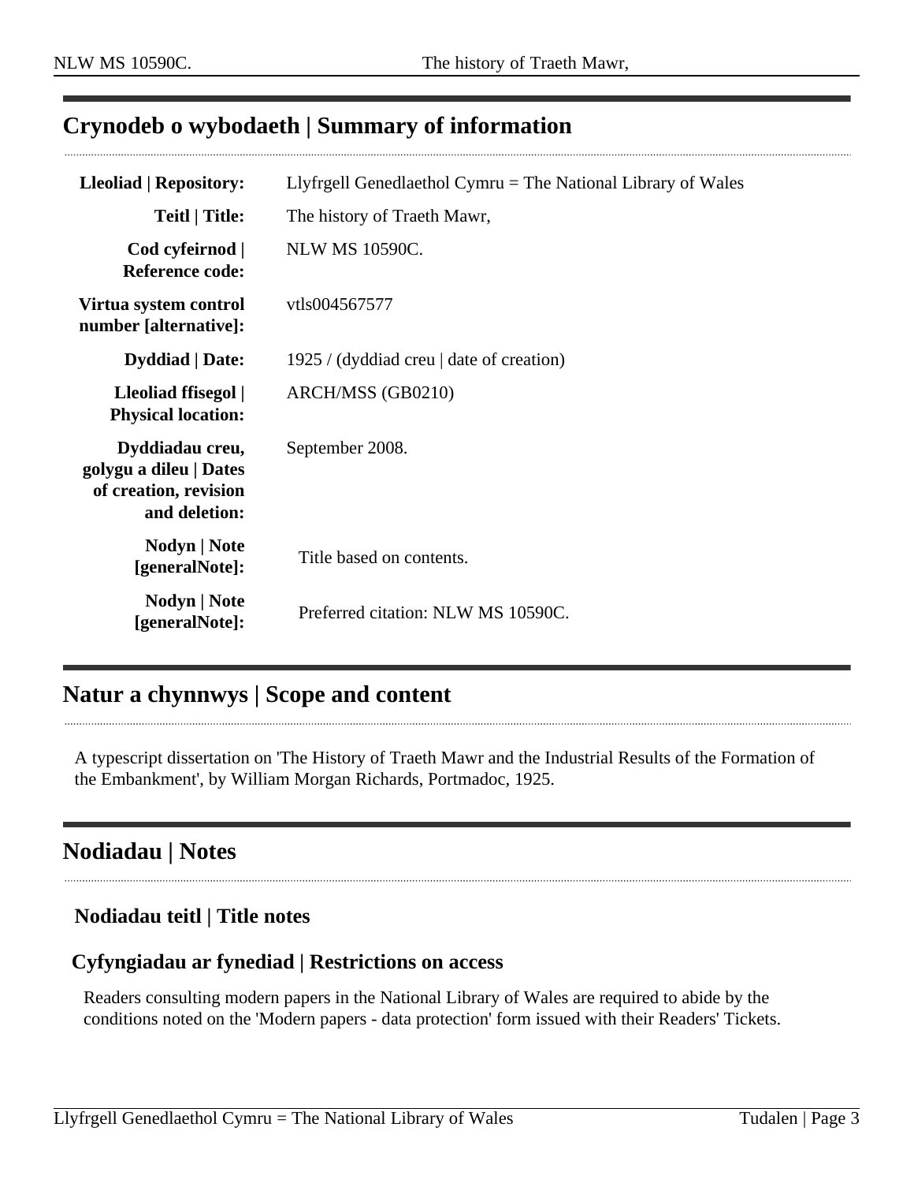## Crynodeb o wybodaeth | Summary of information

| | |
|---|---|
| **Lleoliad \| Repository:** | Llyfrgell Genedlaethol Cymru = The National Library of Wales |
| **Teitl \| Title:** | The history of Traeth Mawr, |
| **Cod cyfeirnod \| Reference code:** | NLW MS 10590C. |
| **Virtua system control number [alternative]:** | vtls004567577 |
| **Dyddiad \| Date:** | 1925 / (dyddiad creu \| date of creation) |
| **Lleoliad ffisegol \| Physical location:** | ARCH/MSS (GB0210) |
| **Dyddiadau creu, golygu a dileu \| Dates of creation, revision and deletion:** | September 2008. |
| **Nodyn \| Note [generalNote]:** | Title based on contents. |
| **Nodyn \| Note [generalNote]:** | Preferred citation: NLW MS 10590C. |

## Natur a chynnwys | Scope and content

A typescript dissertation on 'The History of Traeth Mawr and the Industrial Results of the Formation of the Embankment', by William Morgan Richards, Portmadoc, 1925.

## Nodiadau | Notes

### Nodiadau teitl | Title notes

### Cyfyngiadau ar fynediad | Restrictions on access

Readers consulting modern papers in the National Library of Wales are required to abide by the conditions noted on the 'Modern papers - data protection' form issued with their Readers' Tickets.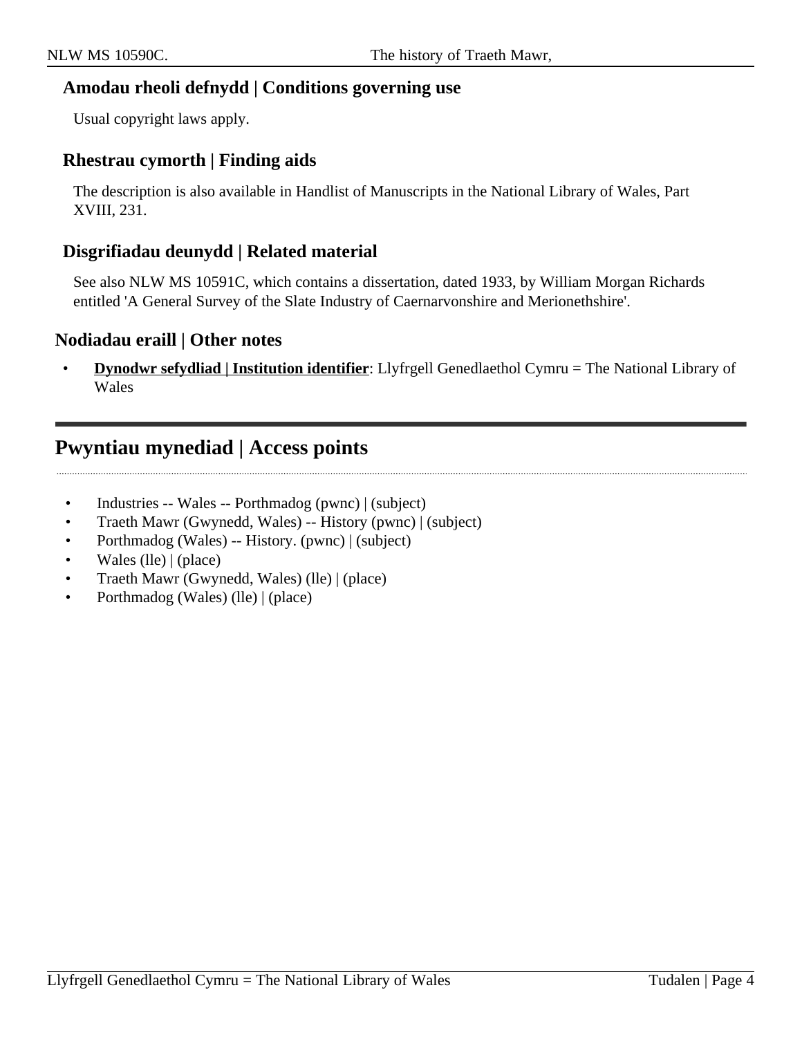### Amodau rheoli defnydd | Conditions governing use

Usual copyright laws apply.

### Rhestrau cymorth | Finding aids

The description is also available in Handlist of Manuscripts in the National Library of Wales, Part XVIII, 231.

### Disgrifiadau deunydd | Related material

See also NLW MS 10591C, which contains a dissertation, dated 1933, by William Morgan Richards entitled 'A General Survey of the Slate Industry of Caernarvonshire and Merionethshire'.

### Nodiadau eraill | Other notes

- **Dynodwr sefydliad | Institution identifier**: Llyfrgell Genedlaethol Cymru = The National Library of Wales

## Pwyntiau mynediad | Access points

- Industries -- Wales -- Porthmadog (pwnc) | (subject)
- Traeth Mawr (Gwynedd, Wales) -- History (pwnc) | (subject)
- Porthmadog (Wales) -- History. (pwnc) | (subject)
- Wales (lle) | (place)
- Traeth Mawr (Gwynedd, Wales) (lle) | (place)
- Porthmadog (Wales) (lle) | (place)